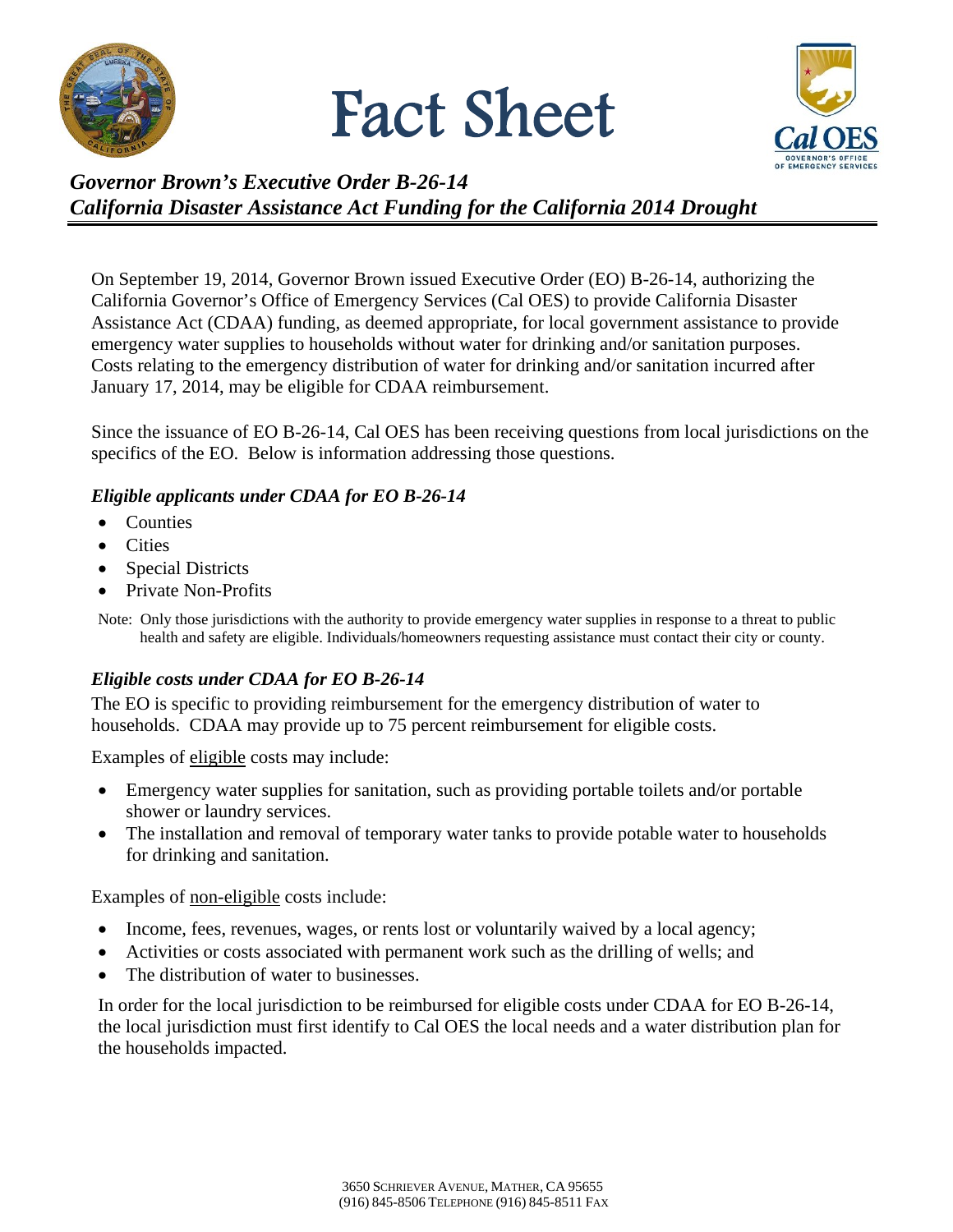# Fact Sheet

***Governor Brown's Executive Order B-26-14***
***California Disaster Assistance Act Funding for the California 2014 Drought***

On September 19, 2014, Governor Brown issued Executive Order (EO) B-26-14, authorizing the California Governor's Office of Emergency Services (Cal OES) to provide California Disaster Assistance Act (CDAA) funding, as deemed appropriate, for local government assistance to provide emergency water supplies to households without water for drinking and/or sanitation purposes. Costs relating to the emergency distribution of water for drinking and/or sanitation incurred after January 17, 2014, may be eligible for CDAA reimbursement.

Since the issuance of EO B-26-14, Cal OES has been receiving questions from local jurisdictions on the specifics of the EO. Below is information addressing those questions.

### *Eligible applicants under CDAA for EO B-26-14*

- Counties
- Cities
- Special Districts
- Private Non-Profits

Note: Only those jurisdictions with the authority to provide emergency water supplies in response to a threat to public health and safety are eligible. Individuals/homeowners requesting assistance must contact their city or county.

### *Eligible costs under CDAA for EO B-26-14*

The EO is specific to providing reimbursement for the emergency distribution of water to households. CDAA may provide up to 75 percent reimbursement for eligible costs.

Examples of <u>eligible</u> costs may include:

- Emergency water supplies for sanitation, such as providing portable toilets and/or portable shower or laundry services.
- The installation and removal of temporary water tanks to provide potable water to households for drinking and sanitation.

Examples of <u>non-eligible</u> costs include:

- Income, fees, revenues, wages, or rents lost or voluntarily waived by a local agency;
- Activities or costs associated with permanent work such as the drilling of wells; and
- The distribution of water to businesses.

In order for the local jurisdiction to be reimbursed for eligible costs under CDAA for EO B-26-14, the local jurisdiction must first identify to Cal OES the local needs and a water distribution plan for the households impacted.

3650 Schriever Avenue, Mather, CA 95655
(916) 845-8506 Telephone (916) 845-8511 Fax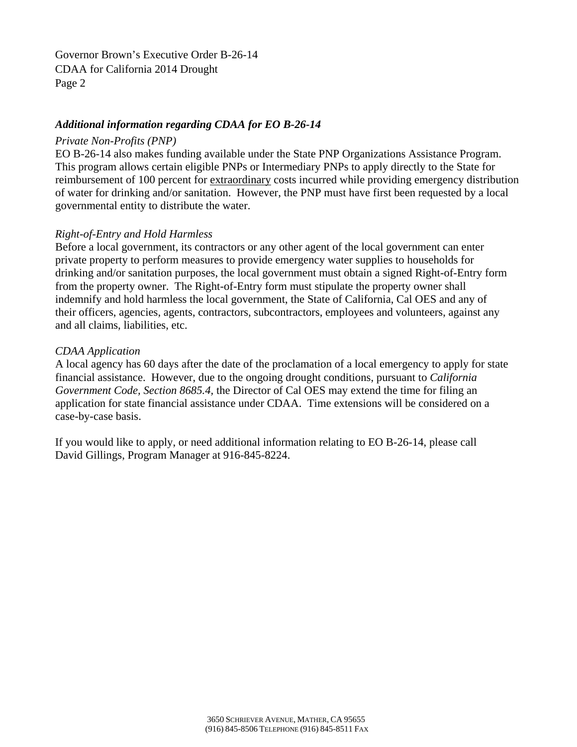***Additional information regarding CDAA for EO B-26-14***

*Private Non-Profits (PNP)*

EO B-26-14 also makes funding available under the State PNP Organizations Assistance Program. This program allows certain eligible PNPs or Intermediary PNPs to apply directly to the State for reimbursement of 100 percent for <u>extraordinary</u> costs incurred while providing emergency distribution of water for drinking and/or sanitation. However, the PNP must have first been requested by a local governmental entity to distribute the water.

*Right-of-Entry and Hold Harmless*

Before a local government, its contractors or any other agent of the local government can enter private property to perform measures to provide emergency water supplies to households for drinking and/or sanitation purposes, the local government must obtain a signed Right-of-Entry form from the property owner. The Right-of-Entry form must stipulate the property owner shall indemnify and hold harmless the local government, the State of California, Cal OES and any of their officers, agencies, agents, contractors, subcontractors, employees and volunteers, against any and all claims, liabilities, etc.

*CDAA Application*

A local agency has 60 days after the date of the proclamation of a local emergency to apply for state financial assistance. However, due to the ongoing drought conditions, pursuant to *California Government Code, Section 8685.4*, the Director of Cal OES may extend the time for filing an application for state financial assistance under CDAA. Time extensions will be considered on a case-by-case basis.

If you would like to apply, or need additional information relating to EO B-26-14, please call David Gillings, Program Manager at 916-845-8224.

3650 SCHRIEVER AVENUE, MATHER, CA 95655
(916) 845-8506 TELEPHONE (916) 845-8511 FAX